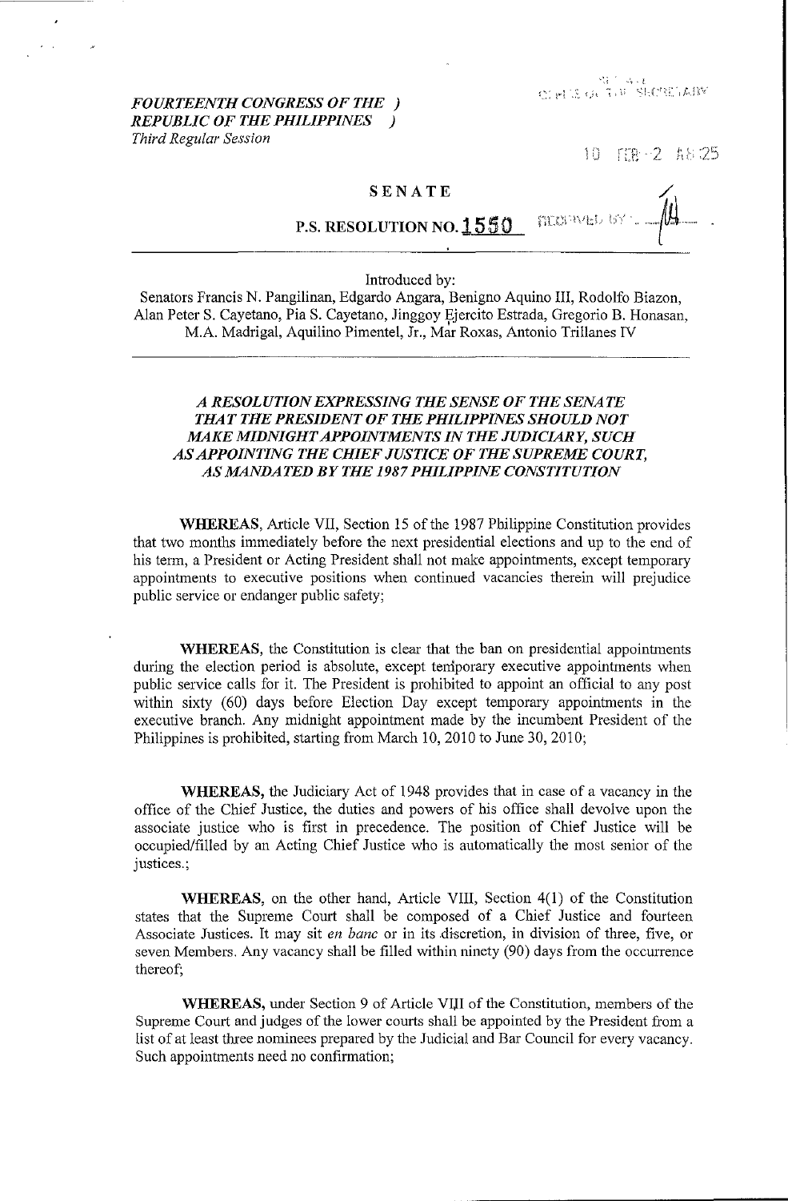*FOURTEENTH CONGRESS OF THE )*
*REPUBLIC OF THE PHILIPPINES )*
*Third Regular Session*

10 FEB -2 A8:25

**SENATE**

**P.S. RESOLUTION NO. 1550**

Introduced by:
Senators Francis N. Pangilinan, Edgardo Angara, Benigno Aquino III, Rodolfo Biazon, Alan Peter S. Cayetano, Pia S. Cayetano, Jinggoy Ejercito Estrada, Gregorio B. Honasan, M.A. Madrigal, Aquilino Pimentel, Jr., Mar Roxas, Antonio Trillanes IV

***A RESOLUTION EXPRESSING THE SENSE OF THE SENATE THAT THE PRESIDENT OF THE PHILIPPINES SHOULD NOT MAKE MIDNIGHT APPOINTMENTS IN THE JUDICIARY, SUCH AS APPOINTING THE CHIEF JUSTICE OF THE SUPREME COURT, AS MANDATED BY THE 1987 PHILIPPINE CONSTITUTION***

**WHEREAS**, Article VII, Section 15 of the 1987 Philippine Constitution provides that two months immediately before the next presidential elections and up to the end of his term, a President or Acting President shall not make appointments, except temporary appointments to executive positions when continued vacancies therein will prejudice public service or endanger public safety;

**WHEREAS**, the Constitution is clear that the ban on presidential appointments during the election period is absolute, except temporary executive appointments when public service calls for it. The President is prohibited to appoint an official to any post within sixty (60) days before Election Day except temporary appointments in the executive branch. Any midnight appointment made by the incumbent President of the Philippines is prohibited, starting from March 10, 2010 to June 30, 2010;

**WHEREAS,** the Judiciary Act of 1948 provides that in case of a vacancy in the office of the Chief Justice, the duties and powers of his office shall devolve upon the associate justice who is first in precedence. The position of Chief Justice will be occupied/filled by an Acting Chief Justice who is automatically the most senior of the justices.;

**WHEREAS,** on the other hand, Article VIII, Section 4(1) of the Constitution states that the Supreme Court shall be composed of a Chief Justice and fourteen Associate Justices. It may sit *en banc* or in its discretion, in division of three, five, or seven Members. Any vacancy shall be filled within ninety (90) days from the occurrence thereof;

**WHEREAS,** under Section 9 of Article VIII of the Constitution, members of the Supreme Court and judges of the lower courts shall be appointed by the President from a list of at least three nominees prepared by the Judicial and Bar Council for every vacancy. Such appointments need no confirmation;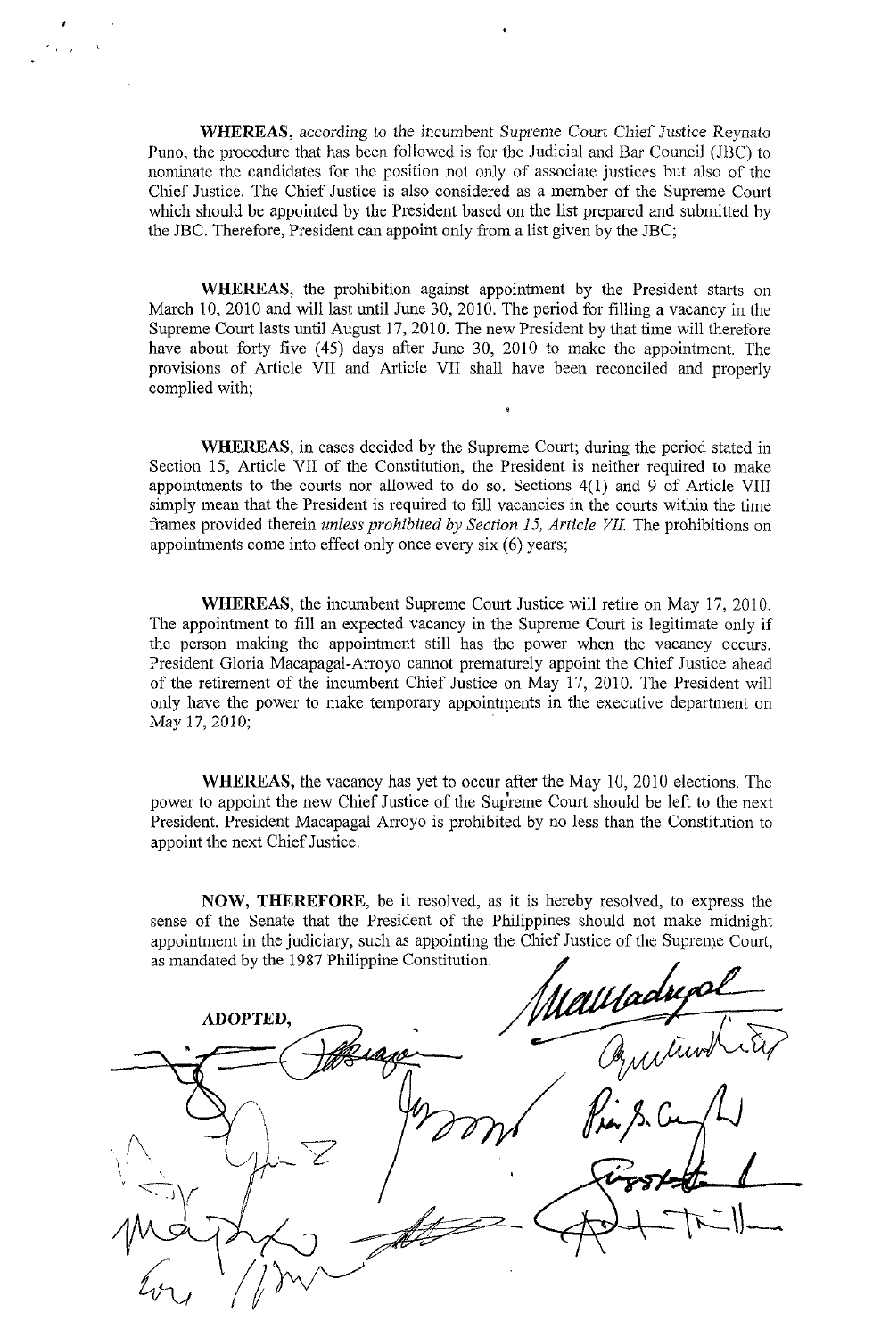**WHEREAS**, according to the incumbent Supreme Court Chief Justice Reynato Puno, the procedure that has been followed is for the Judicial and Bar Council (JBC) to nominate the candidates for the position not only of associate justices but also of the Chief Justice. The Chief Justice is also considered as a member of the Supreme Court which should be appointed by the President based on the list prepared and submitted by the JBC. Therefore, President can appoint only from a list given by the JBC;

**WHEREAS**, the prohibition against appointment by the President starts on March 10, 2010 and will last until June 30, 2010. The period for filling a vacancy in the Supreme Court lasts until August 17, 2010. The new President by that time will therefore have about forty five (45) days after June 30, 2010 to make the appointment. The provisions of Article VII and Article VII shall have been reconciled and properly complied with;

**WHEREAS**, in cases decided by the Supreme Court; during the period stated in Section 15, Article VII of the Constitution, the President is neither required to make appointments to the courts nor allowed to do so. Sections 4(1) and 9 of Article VIII simply mean that the President is required to fill vacancies in the courts within the time frames provided therein *unless prohibited by Section 15, Article VII.* The prohibitions on appointments come into effect only once every six (6) years;

**WHEREAS**, the incumbent Supreme Court Justice will retire on May 17, 2010. The appointment to fill an expected vacancy in the Supreme Court is legitimate only if the person making the appointment still has the power when the vacancy occurs. President Gloria Macapagal-Arroyo cannot prematurely appoint the Chief Justice ahead of the retirement of the incumbent Chief Justice on May 17, 2010. The President will only have the power to make temporary appointments in the executive department on May 17, 2010;

**WHEREAS**, the vacancy has yet to occur after the May 10, 2010 elections. The power to appoint the new Chief Justice of the Supreme Court should be left to the next President. President Macapagal Arroyo is prohibited by no less than the Constitution to appoint the next Chief Justice.

**NOW, THEREFORE**, be it resolved, as it is hereby resolved, to express the sense of the Senate that the President of the Philippines should not make midnight appointment in the judiciary, such as appointing the Chief Justice of the Supreme Court, as mandated by the 1987 Philippine Constitution.

**ADOPTED,**